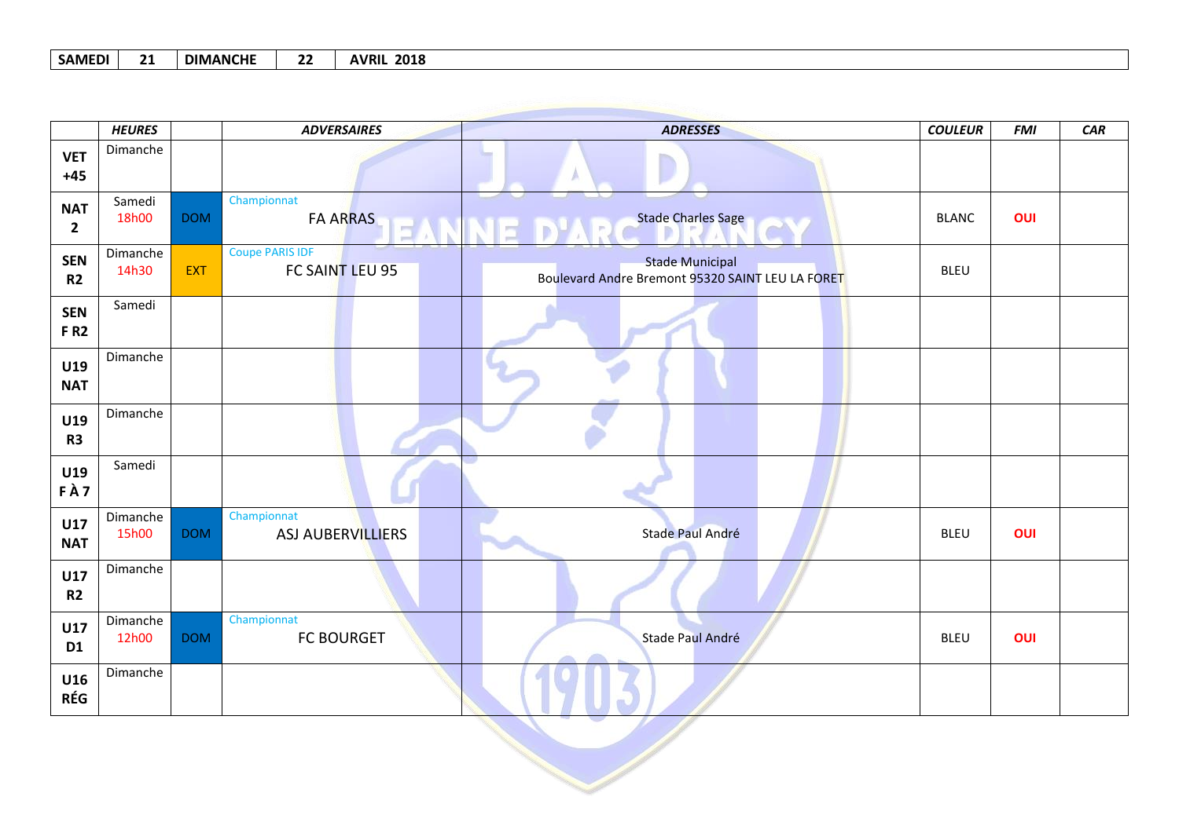| SAMEDI | 21 | DIMANCHE | 22 | AVRIL 2018 |
|---|---|---|---|---|

| | *HEURES* | | *ADVERSAIRES* | *ADRESSES* | *COULEUR* | *FMI* | *CAR* |
|---|---|---|---|---|---|---|---|
| **VET +45** | Dimanche | | | | | | |
| **NAT 2** | Samedi 18h00 | DOM | Championnat FA ARRAS | Stade Charles Sage | BLANC | **OUI** | |
| **SEN R2** | Dimanche 14h30 | EXT | Coupe PARIS IDF FC SAINT LEU 95 | Stade Municipal Boulevard Andre Bremont 95320 SAINT LEU LA FORET | BLEU | | |
| **SEN F R2** | Samedi | | | | | | |
| **U19 NAT** | Dimanche | | | | | | |
| **U19 R3** | Dimanche | | | | | | |
| **U19 F À 7** | Samedi | | | | | | |
| **U17 NAT** | Dimanche 15h00 | DOM | Championnat ASJ AUBERVILLIERS | Stade Paul André | BLEU | **OUI** | |
| **U17 R2** | Dimanche | | | | | | |
| **U17 D1** | Dimanche 12h00 | DOM | Championnat FC BOURGET | Stade Paul André | BLEU | **OUI** | |
| **U16 RÉG** | Dimanche | | | | | | |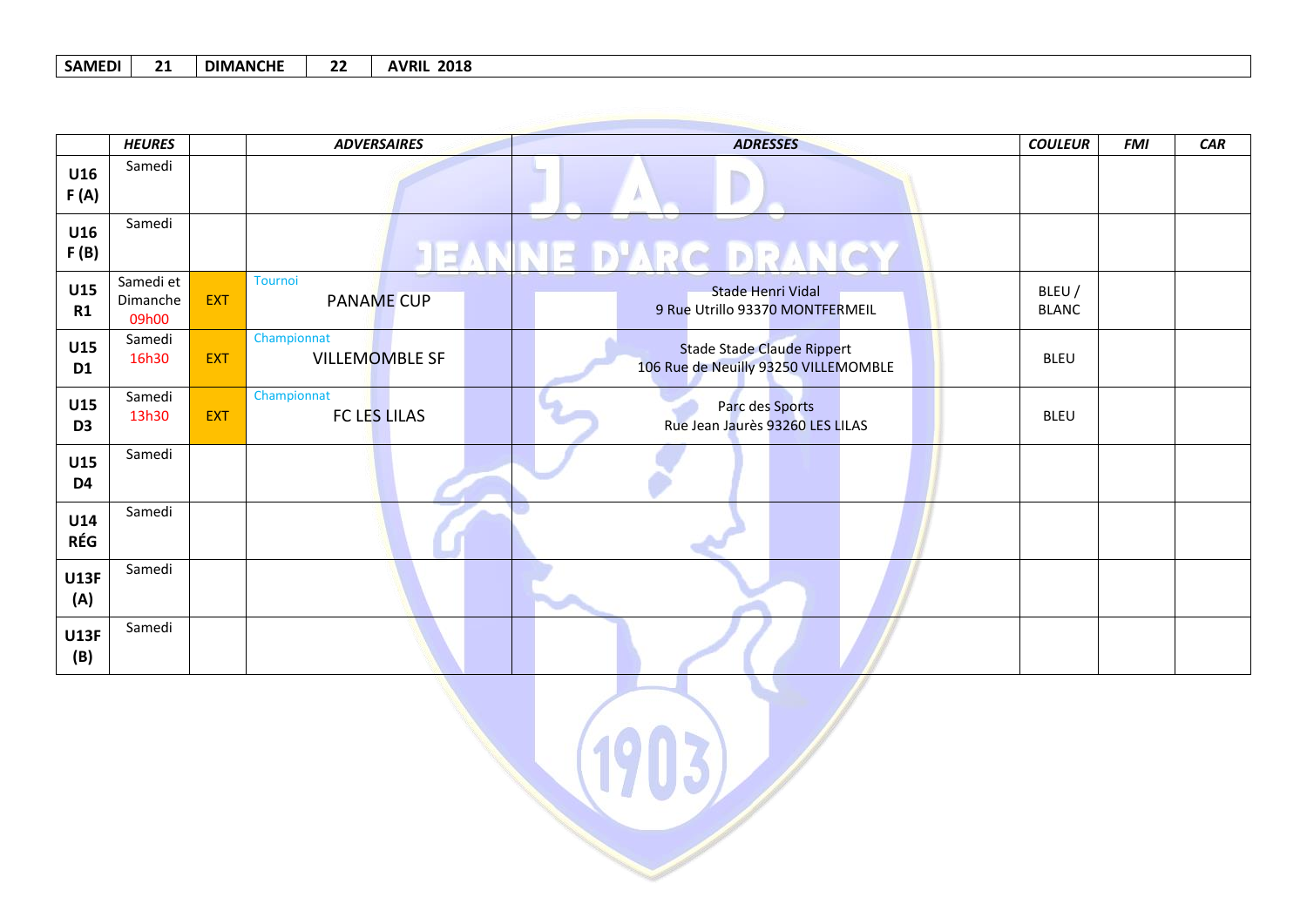| SAMEDI | 21 | DIMANCHE | 22 | AVRIL 2018 |
|---|---|---|---|---|

| | *HEURES* | | *ADVERSAIRES* | *ADRESSES* | *COULEUR* | *FMI* | *CAR* |
|---|---|---|---|---|---|---|---|
| **U16 F (A)** | Samedi | | | | | | |
| **U16 F (B)** | Samedi | | | | | | |
| **U15 R1** | Samedi et Dimanche 09h00 | EXT | Tournoi PANAME CUP | Stade Henri Vidal 9 Rue Utrillo 93370 MONTFERMEIL | BLEU / BLANC | | |
| **U15 D1** | Samedi 16h30 | EXT | Championnat VILLEMOMBLE SF | Stade Stade Claude Rippert 106 Rue de Neuilly 93250 VILLEMOMBLE | BLEU | | |
| **U15 D3** | Samedi 13h30 | EXT | Championnat FC LES LILAS | Parc des Sports Rue Jean Jaurès 93260 LES LILAS | BLEU | | |
| **U15 D4** | Samedi | | | | | | |
| **U14 RÉG** | Samedi | | | | | | |
| **U13F (A)** | Samedi | | | | | | |
| **U13F (B)** | Samedi | | | | | | |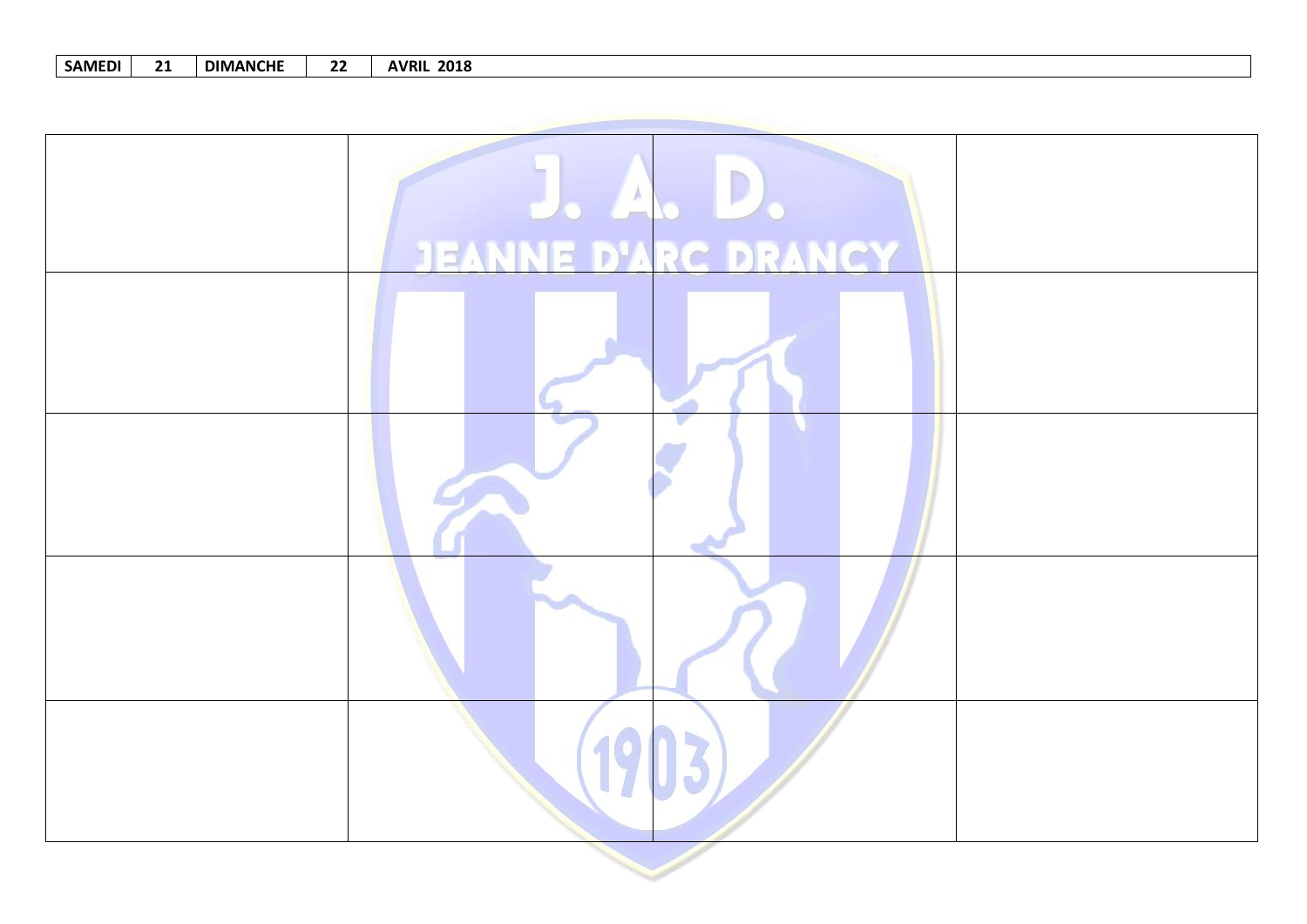| SAMEDI | 21 | DIMANCHE | 22 | AVRIL 2018 |
|---|---|---|---|---|

| | | | |
|---|---|---|---|
| | | | |
| | | | |
| | | | |
| | | | |
| | | | |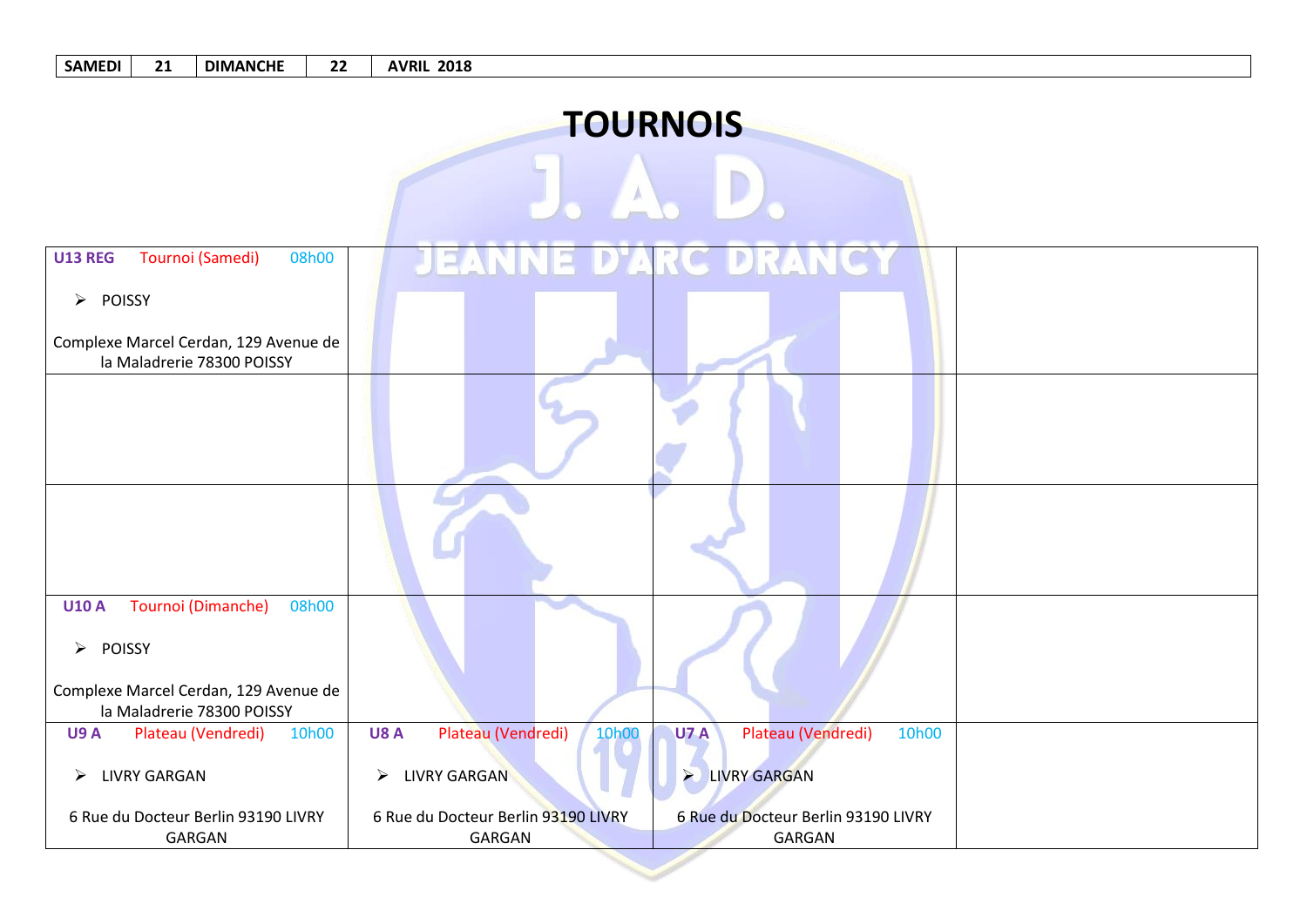| SAMEDI | 21 | DIMANCHE | 22 | AVRIL 2018 |
|---|---|---|---|---|

# TOURNOIS

| | | | |
|---|---|---|---|
| **U13 REG** Tournoi (Samedi) 08h00<br><br>➢ POISSY<br><br>Complexe Marcel Cerdan, 129 Avenue de la Maladrerie 78300 POISSY | | | |
| | | | |
| | | | |
| **U10 A** Tournoi (Dimanche) 08h00<br><br>➢ POISSY<br><br>Complexe Marcel Cerdan, 129 Avenue de la Maladrerie 78300 POISSY | | | |
| **U9 A** Plateau (Vendredi) 10h00<br><br>➢ LIVRY GARGAN<br><br>6 Rue du Docteur Berlin 93190 LIVRY GARGAN | **U8 A** Plateau (Vendredi) 10h00<br><br>➢ LIVRY GARGAN<br><br>6 Rue du Docteur Berlin 93190 LIVRY GARGAN | **U7 A** Plateau (Vendredi) 10h00<br><br>➢ LIVRY GARGAN<br><br>6 Rue du Docteur Berlin 93190 LIVRY GARGAN | |